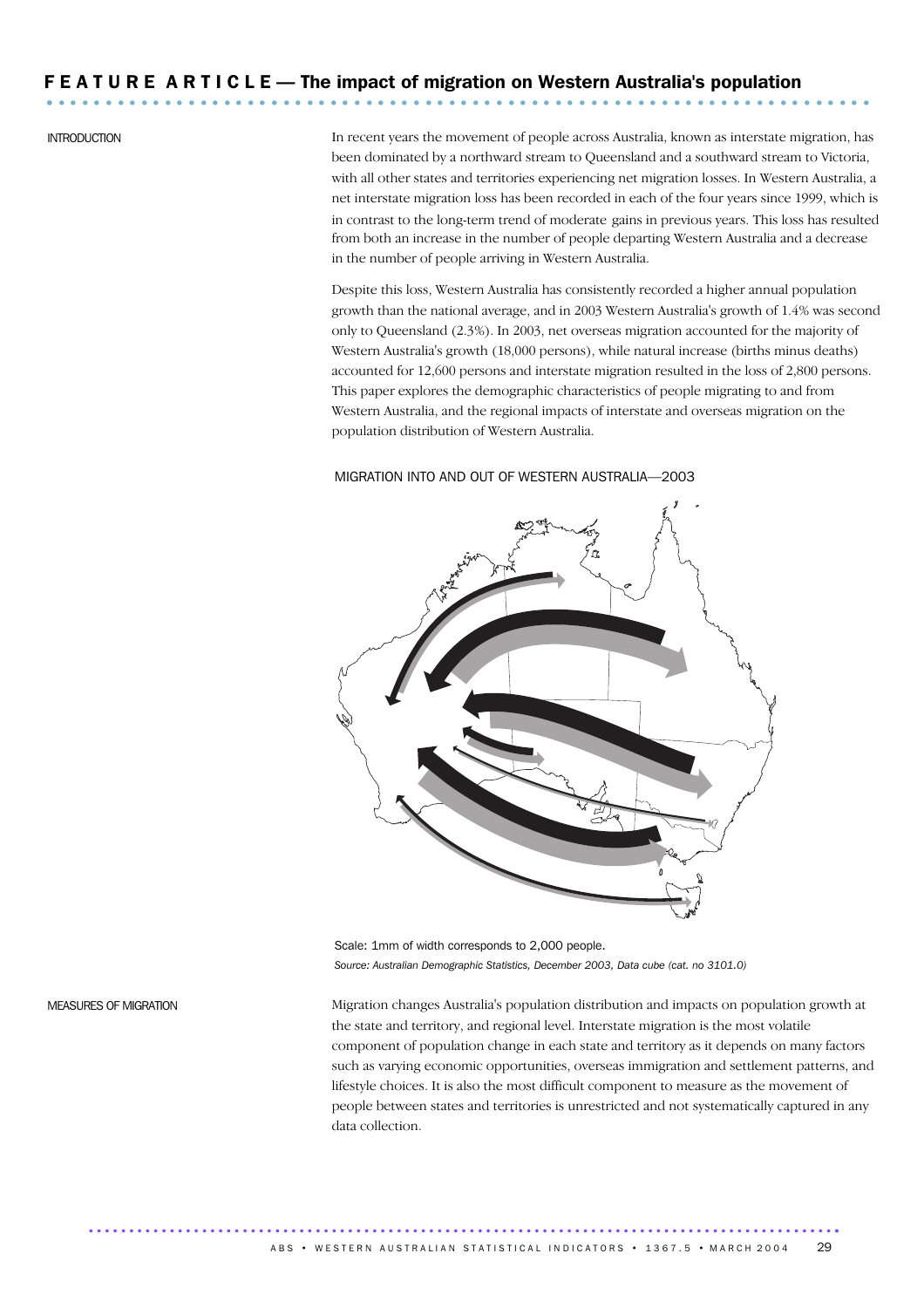# FEATURE ARTICLE — The impact of migration on Western Australia's population

## INTRODUCTION

In recent years the movement of people across Australia, known as interstate migration, has been dominated by a northward stream to Queensland and a southward stream to Victoria, with all other states and territories experiencing net migration losses. In Western Australia, a net interstate migration loss has been recorded in each of the four years since 1999, which is in contrast to the long-term trend of moderate gains in previous years. This loss has resulted from both an increase in the number of people departing Western Australia and a decrease in the number of people arriving in Western Australia.

Despite this loss, Western Australia has consistently recorded a higher annual population growth than the national average, and in 2003 Western Australia's growth of 1.4% was second only to Queensland (2.3%). In 2003, net overseas migration accounted for the majority of Western Australia's growth (18,000 persons), while natural increase (births minus deaths) accounted for 12,600 persons and interstate migration resulted in the loss of 2,800 persons. This paper explores the demographic characteristics of people migrating to and from Western Australia, and the regional impacts of interstate and overseas migration on the population distribution of Western Australia.

MIGRATION INTO AND OUT OF WESTERN AUSTRALIA—2003

Scale: 1mm of width corresponds to 2,000 people.

*Source: Australian Demographic Statistics, December 2003, Data cube (cat. no 3101.0)*

## MEASURES OF MIGRATION

Migration changes Australia's population distribution and impacts on population growth at the state and territory, and regional level. Interstate migration is the most volatile component of population change in each state and territory as it depends on many factors such as varying economic opportunities, overseas immigration and settlement patterns, and lifestyle choices. It is also the most difficult component to measure as the movement of people between states and territories is unrestricted and not systematically captured in any data collection.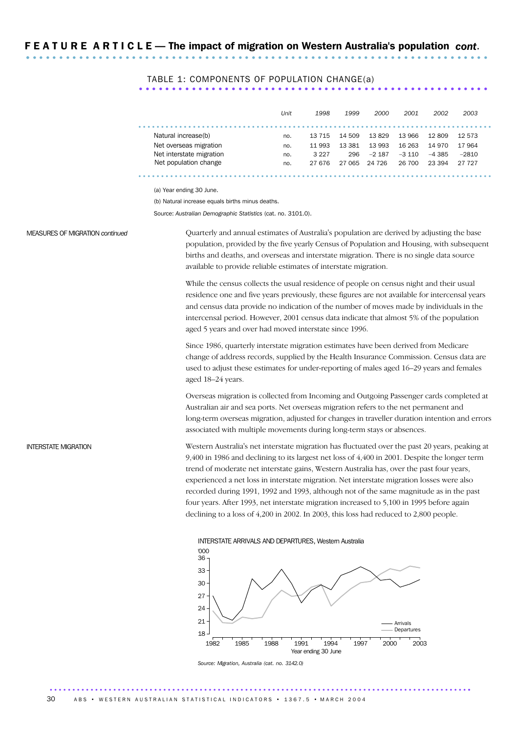## FEATURE ARTICLE — The impact of migration on Western Australia's population *cont.*

TABLE 1: COMPONENTS OF POPULATION CHANGE(a)

| | Unit | 1998 | 1999 | 2000 | 2001 | 2002 | 2003 |
|---|---|---|---|---|---|---|---|
| Natural increase(b) | no. | 13 715 | 14 509 | 13 829 | 13 966 | 12 809 | 12 573 |
| Net overseas migration | no. | 11 993 | 13 381 | 13 993 | 16 263 | 14 970 | 17 964 |
| Net interstate migration | no. | 3 227 | 296 | −2 187 | −3 110 | −4 385 | −2810 |
| Net population change | no. | 27 676 | 27 065 | 24 726 | 26 700 | 23 394 | 27 727 |

(a) Year ending 30 June.

(b) Natural increase equals births minus deaths.

Source: *Australian Demographic Statistics* (cat. no. 3101.0).

MEASURES OF MIGRATION *continued*

Quarterly and annual estimates of Australia's population are derived by adjusting the base population, provided by the five yearly Census of Population and Housing, with subsequent births and deaths, and overseas and interstate migration. There is no single data source available to provide reliable estimates of interstate migration.

While the census collects the usual residence of people on census night and their usual residence one and five years previously, these figures are not available for intercensal years and census data provide no indication of the number of moves made by individuals in the intercensal period. However, 2001 census data indicate that almost 5% of the population aged 5 years and over had moved interstate since 1996.

Since 1986, quarterly interstate migration estimates have been derived from Medicare change of address records, supplied by the Health Insurance Commission. Census data are used to adjust these estimates for under-reporting of males aged 16–29 years and females aged 18–24 years.

Overseas migration is collected from Incoming and Outgoing Passenger cards completed at Australian air and sea ports. Net overseas migration refers to the net permanent and long-term overseas migration, adjusted for changes in traveller duration intention and errors associated with multiple movements during long-term stays or absences.

INTERSTATE MIGRATION

Western Australia's net interstate migration has fluctuated over the past 20 years, peaking at 9,400 in 1986 and declining to its largest net loss of 4,400 in 2001. Despite the longer term trend of moderate net interstate gains, Western Australia has, over the past four years, experienced a net loss in interstate migration. Net interstate migration losses were also recorded during 1991, 1992 and 1993, although not of the same magnitude as in the past four years. After 1993, net interstate migration increased to 5,100 in 1995 before again declining to a loss of 4,200 in 2002. In 2003, this loss had reduced to 2,800 people.

INTERSTATE ARRIVALS AND DEPARTURES, Western Australia

Source: *Migration, Australia (cat. no. 3142.0)*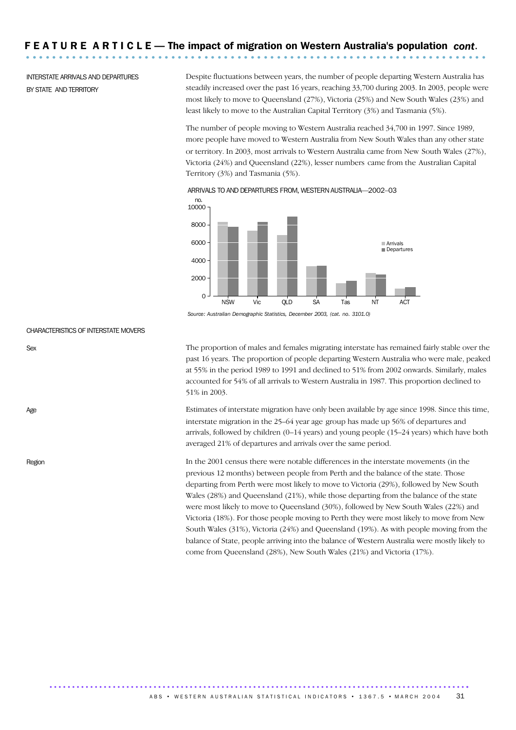# FEATURE ARTICLE — The impact of migration on Western Australia's population *cont.*

INTERSTATE ARRIVALS AND DEPARTURES BY STATE AND TERRITORY

Despite fluctuations between years, the number of people departing Western Australia has steadily increased over the past 16 years, reaching 33,700 during 2003. In 2003, people were most likely to move to Queensland (27%), Victoria (25%) and New South Wales (23%) and least likely to move to the Australian Capital Territory (3%) and Tasmania (5%).

The number of people moving to Western Australia reached 34,700 in 1997. Since 1989, more people have moved to Western Australia from New South Wales than any other state or territory. In 2003, most arrivals to Western Australia came from New South Wales (27%), Victoria (24%) and Queensland (22%), lesser numbers came from the Australian Capital Territory (3%) and Tasmania (5%).

ARRIVALS TO AND DEPARTURES FROM, WESTERN AUSTRALIA—2002–03

*Source: Australian Demographic Statistics, December 2003, (cat. no. 3101.0)*

## CHARACTERISTICS OF INTERSTATE MOVERS

### Sex

The proportion of males and females migrating interstate has remained fairly stable over the past 16 years. The proportion of people departing Western Australia who were male, peaked at 55% in the period 1989 to 1991 and declined to 51% from 2002 onwards. Similarly, males accounted for 54% of all arrivals to Western Australia in 1987. This proportion declined to 51% in 2003.

### Age

Estimates of interstate migration have only been available by age since 1998. Since this time, interstate migration in the 25–64 year age group has made up 56% of departures and arrivals, followed by children (0–14 years) and young people (15–24 years) which have both averaged 21% of departures and arrivals over the same period.

### Region

In the 2001 census there were notable differences in the interstate movements (in the previous 12 months) between people from Perth and the balance of the state. Those departing from Perth were most likely to move to Victoria (29%), followed by New South Wales (28%) and Queensland (21%), while those departing from the balance of the state were most likely to move to Queensland (30%), followed by New South Wales (22%) and Victoria (18%). For those people moving to Perth they were most likely to move from New South Wales (31%), Victoria (24%) and Queensland (19%). As with people moving from the balance of State, people arriving into the balance of Western Australia were mostly likely to come from Queensland (28%), New South Wales (21%) and Victoria (17%).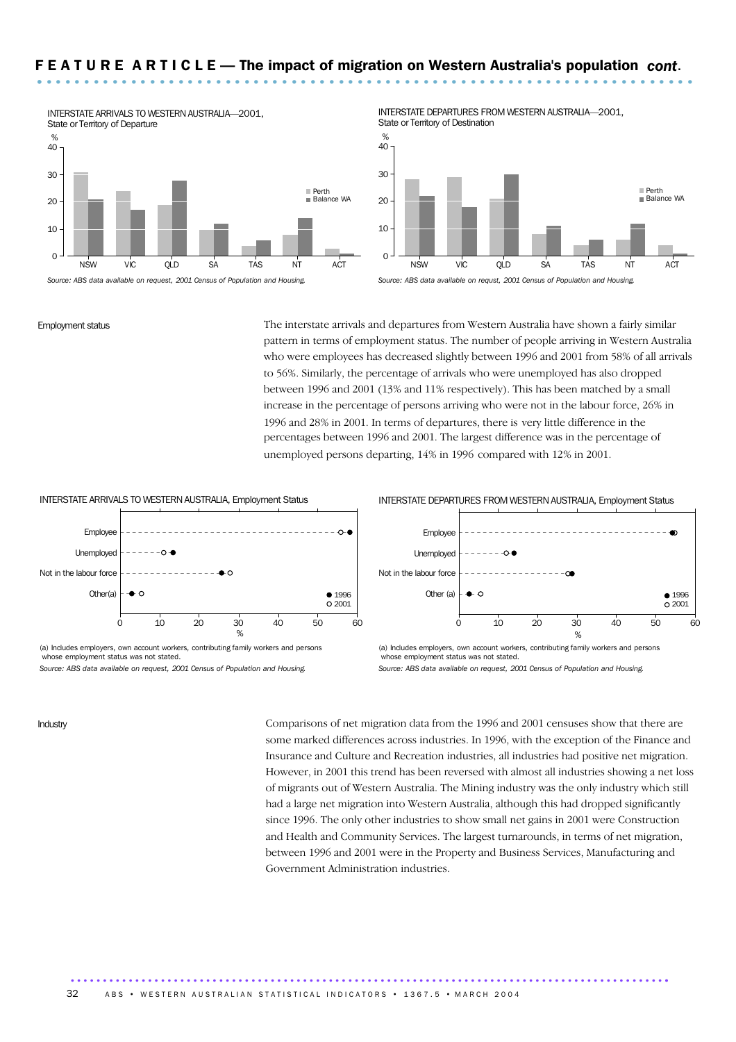## FEATURE ARTICLE — The impact of migration on Western Australia's population *cont.*

INTERSTATE ARRIVALS TO WESTERN AUSTRALIA—2001, State or Territory of Departure

*Source: ABS data available on request, 2001 Census of Population and Housing.*

INTERSTATE DEPARTURES FROM WESTERN AUSTRALIA—2001, State or Territory of Destination

*Source: ABS data available on requst, 2001 Census of Population and Housing.*

### Employment status

The interstate arrivals and departures from Western Australia have shown a fairly similar pattern in terms of employment status. The number of people arriving in Western Australia who were employees has decreased slightly between 1996 and 2001 from 58% of all arrivals to 56%. Similarly, the percentage of arrivals who were unemployed has also dropped between 1996 and 2001 (13% and 11% respectively). This has been matched by a small increase in the percentage of persons arriving who were not in the labour force, 26% in 1996 and 28% in 2001. In terms of departures, there is very little difference in the percentages between 1996 and 2001. The largest difference was in the percentage of unemployed persons departing, 14% in 1996 compared with 12% in 2001.

INTERSTATE ARRIVALS TO WESTERN AUSTRALIA, Employment Status

(a) Includes employers, own account workers, contributing family workers and persons whose employment status was not stated.

*Source: ABS data available on request, 2001 Census of Population and Housing.*

INTERSTATE DEPARTURES FROM WESTERN AUSTRALIA, Employment Status

(a) Includes employers, own account workers, contributing family workers and persons whose employment status was not stated.

*Source: ABS data available on request, 2001 Census of Population and Housing.*

### Industry

Comparisons of net migration data from the 1996 and 2001 censuses show that there are some marked differences across industries. In 1996, with the exception of the Finance and Insurance and Culture and Recreation industries, all industries had positive net migration. However, in 2001 this trend has been reversed with almost all industries showing a net loss of migrants out of Western Australia. The Mining industry was the only industry which still had a large net migration into Western Australia, although this had dropped significantly since 1996. The only other industries to show small net gains in 2001 were Construction and Health and Community Services. The largest turnarounds, in terms of net migration, between 1996 and 2001 were in the Property and Business Services, Manufacturing and Government Administration industries.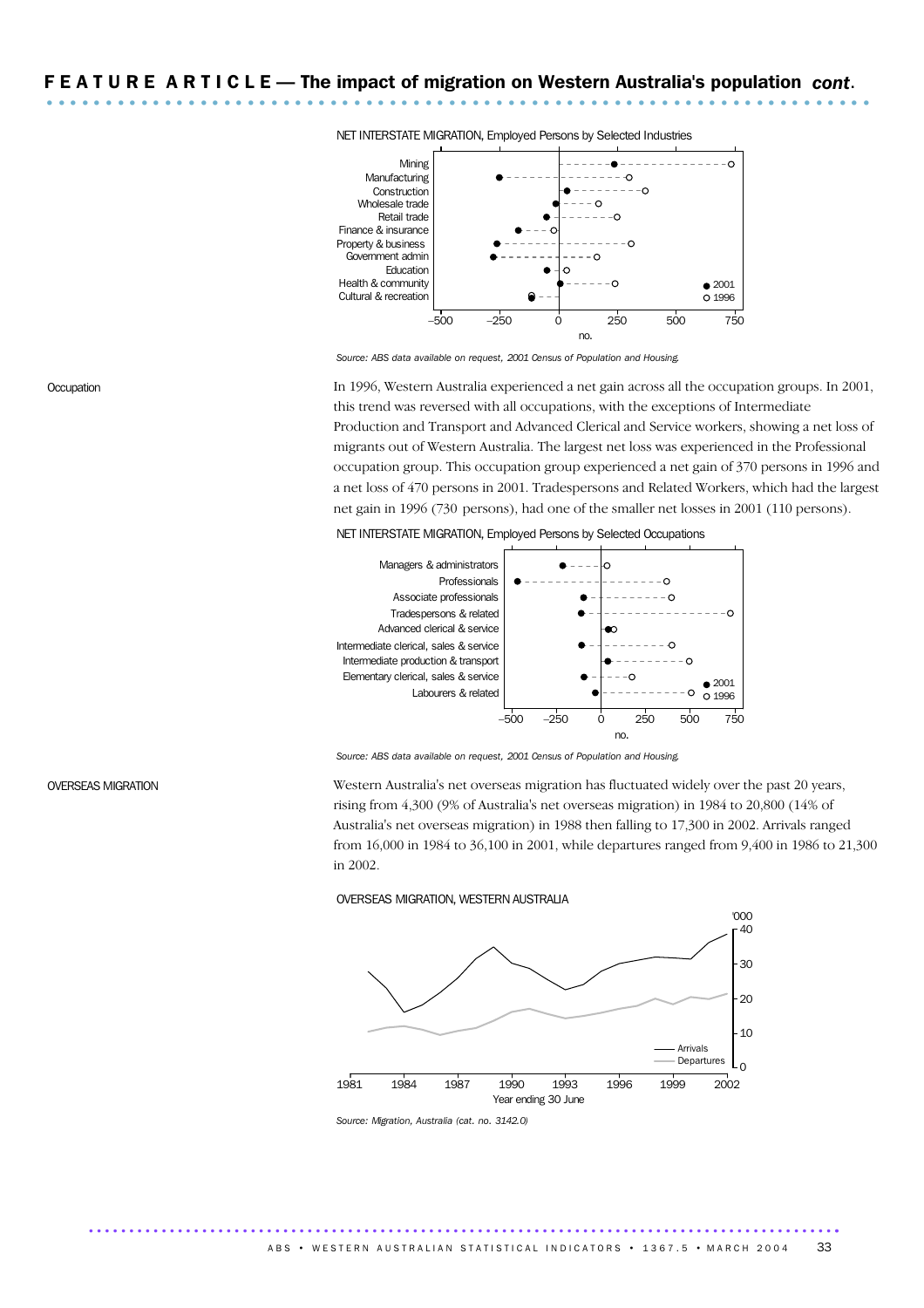## FEATURE ARTICLE — The impact of migration on Western Australia's population *cont.*

NET INTERSTATE MIGRATION, Employed Persons by Selected Industries

*Source: ABS data available on request, 2001 Census of Population and Housing.*

### Occupation

In 1996, Western Australia experienced a net gain across all the occupation groups. In 2001, this trend was reversed with all occupations, with the exceptions of Intermediate Production and Transport and Advanced Clerical and Service workers, showing a net loss of migrants out of Western Australia. The largest net loss was experienced in the Professional occupation group. This occupation group experienced a net gain of 370 persons in 1996 and a net loss of 470 persons in 2001. Tradespersons and Related Workers, which had the largest net gain in 1996 (730 persons), had one of the smaller net losses in 2001 (110 persons).

NET INTERSTATE MIGRATION, Employed Persons by Selected Occupations

*Source: ABS data available on request, 2001 Census of Population and Housing.*

## OVERSEAS MIGRATION

Western Australia's net overseas migration has fluctuated widely over the past 20 years, rising from 4,300 (9% of Australia's net overseas migration) in 1984 to 20,800 (14% of Australia's net overseas migration) in 1988 then falling to 17,300 in 2002. Arrivals ranged from 16,000 in 1984 to 36,100 in 2001, while departures ranged from 9,400 in 1986 to 21,300 in 2002.

OVERSEAS MIGRATION, WESTERN AUSTRALIA

*Source: Migration, Australia (cat. no. 3142.0)*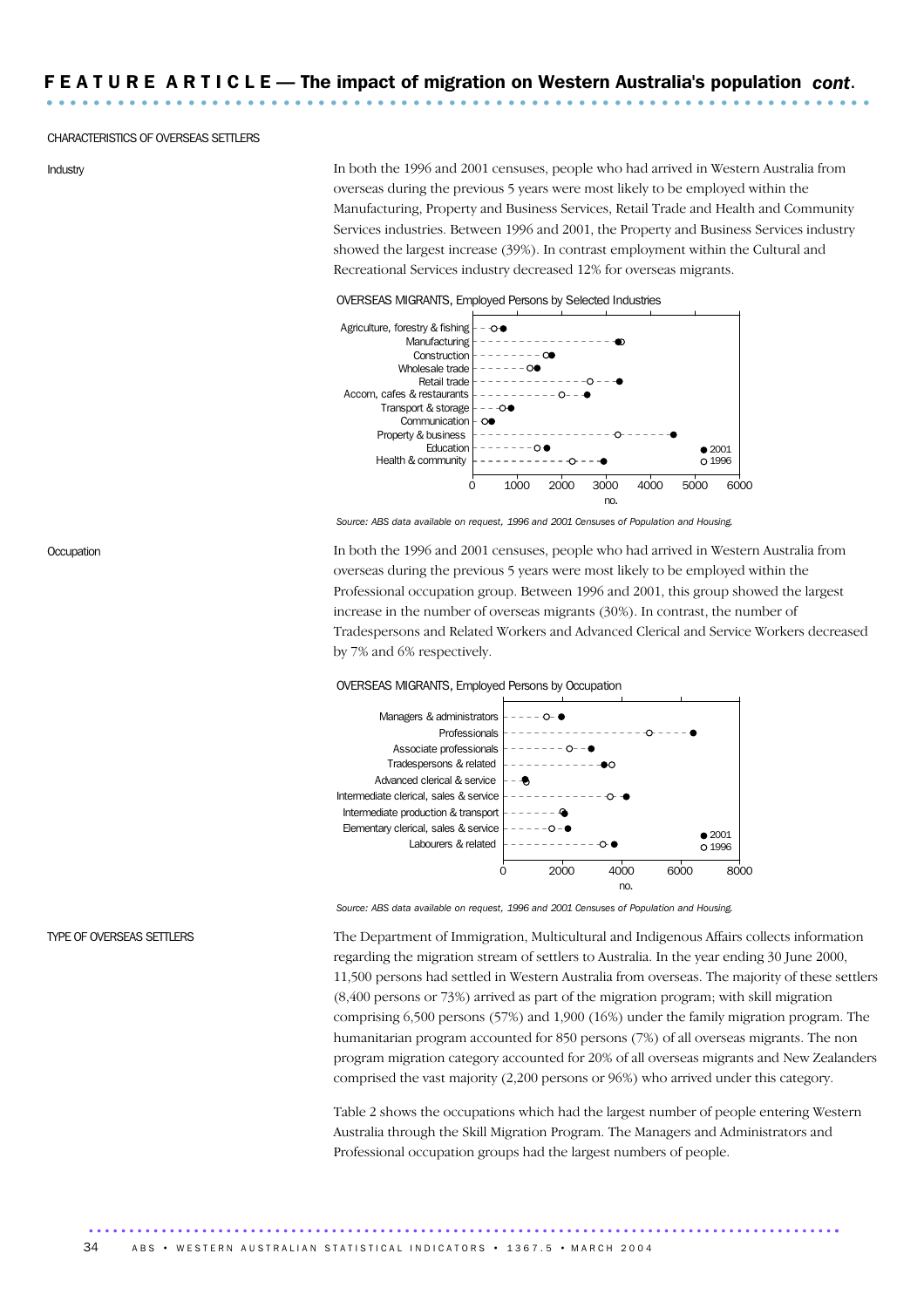## CHARACTERISTICS OF OVERSEAS SETTLERS

### Industry

In both the 1996 and 2001 censuses, people who had arrived in Western Australia from overseas during the previous 5 years were most likely to be employed within the Manufacturing, Property and Business Services, Retail Trade and Health and Community Services industries. Between 1996 and 2001, the Property and Business Services industry showed the largest increase (39%). In contrast employment within the Cultural and Recreational Services industry decreased 12% for overseas migrants.

OVERSEAS MIGRANTS, Employed Persons by Selected Industries

*Source: ABS data available on request, 1996 and 2001 Censuses of Population and Housing.*

### Occupation

In both the 1996 and 2001 censuses, people who had arrived in Western Australia from overseas during the previous 5 years were most likely to be employed within the Professional occupation group. Between 1996 and 2001, this group showed the largest increase in the number of overseas migrants (30%). In contrast, the number of Tradespersons and Related Workers and Advanced Clerical and Service Workers decreased by 7% and 6% respectively.

OVERSEAS MIGRANTS, Employed Persons by Occupation

*Source: ABS data available on request, 1996 and 2001 Censuses of Population and Housing.*

## TYPE OF OVERSEAS SETTLERS

The Department of Immigration, Multicultural and Indigenous Affairs collects information regarding the migration stream of settlers to Australia. In the year ending 30 June 2000, 11,500 persons had settled in Western Australia from overseas. The majority of these settlers (8,400 persons or 73%) arrived as part of the migration program; with skill migration comprising 6,500 persons (57%) and 1,900 (16%) under the family migration program. The humanitarian program accounted for 850 persons (7%) of all overseas migrants. The non program migration category accounted for 20% of all overseas migrants and New Zealanders comprised the vast majority (2,200 persons or 96%) who arrived under this category.

Table 2 shows the occupations which had the largest number of people entering Western Australia through the Skill Migration Program. The Managers and Administrators and Professional occupation groups had the largest numbers of people.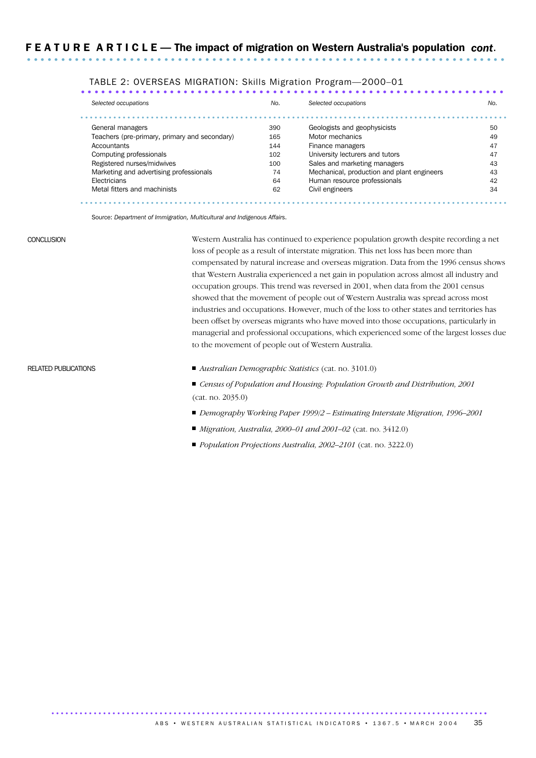## FEATURE ARTICLE — The impact of migration on Western Australia's population *cont.*

TABLE 2: OVERSEAS MIGRATION: Skills Migration Program—2000–01

| *Selected occupations* | *No.* | *Selected occupations* | *No.* |
|---|---|---|---|
| General managers | 390 | Geologists and geophysicists | 50 |
| Teachers (pre-primary, primary and secondary) | 165 | Motor mechanics | 49 |
| Accountants | 144 | Finance managers | 47 |
| Computing professionals | 102 | University lecturers and tutors | 47 |
| Registered nurses/midwives | 100 | Sales and marketing managers | 43 |
| Marketing and advertising professionals | 74 | Mechanical, production and plant engineers | 43 |
| Electricians | 64 | Human resource professionals | 42 |
| Metal fitters and machinists | 62 | Civil engineers | 34 |

Source: *Department of Immigration, Multicultural and Indigenous Affairs.*

### CONCLUSION

Western Australia has continued to experience population growth despite recording a net loss of people as a result of interstate migration. This net loss has been more than compensated by natural increase and overseas migration. Data from the 1996 census shows that Western Australia experienced a net gain in population across almost all industry and occupation groups. This trend was reversed in 2001, when data from the 2001 census showed that the movement of people out of Western Australia was spread across most industries and occupations. However, much of the loss to other states and territories has been offset by overseas migrants who have moved into those occupations, particularly in managerial and professional occupations, which experienced some of the largest losses due to the movement of people out of Western Australia.

### RELATED PUBLICATIONS

- *Australian Demographic Statistics* (cat. no. 3101.0)
- *Census of Population and Housing: Population Growth and Distribution, 2001* (cat. no. 2035.0)
- *Demography Working Paper 1999/2 – Estimating Interstate Migration, 1996–2001*
- *Migration, Australia, 2000–01 and 2001–02* (cat. no. 3412.0)
- *Population Projections Australia, 2002–2101* (cat. no. 3222.0)